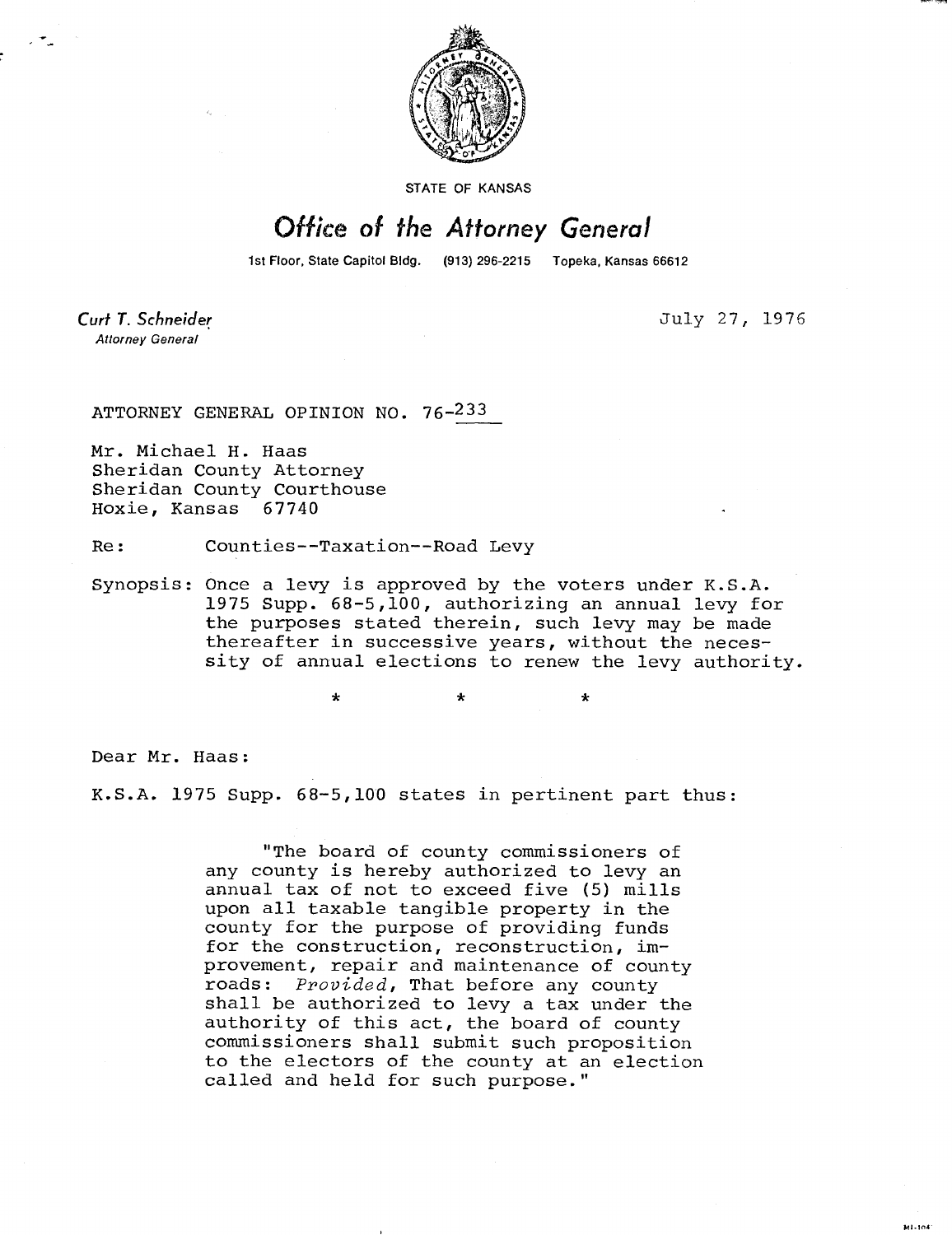STATE OF KANSAS

# Office of the Attorney General

1st Floor, State Capitol Bldg. (913) 296-2215 Topeka, Kansas 66612

*Curt T. Schneider*
*Attorney General*

July 27, 1976

ATTORNEY GENERAL OPINION NO. 76-233

Mr. Michael H. Haas
Sheridan County Attorney
Sheridan County Courthouse
Hoxie, Kansas 67740

Re: Counties--Taxation--Road Levy

Synopsis: Once a levy is approved by the voters under K.S.A. 1975 Supp. 68-5,100, authorizing an annual levy for the purposes stated therein, such levy may be made thereafter in successive years, without the necessity of annual elections to renew the levy authority.

\* \* \*

Dear Mr. Haas:

K.S.A. 1975 Supp. 68-5,100 states in pertinent part thus:

> "The board of county commissioners of any county is hereby authorized to levy an annual tax of not to exceed five (5) mills upon all taxable tangible property in the county for the purpose of providing funds for the construction, reconstruction, improvement, repair and maintenance of county roads: *Provided*, That before any county shall be authorized to levy a tax under the authority of this act, the board of county commissioners shall submit such proposition to the electors of the county at an election called and held for such purpose."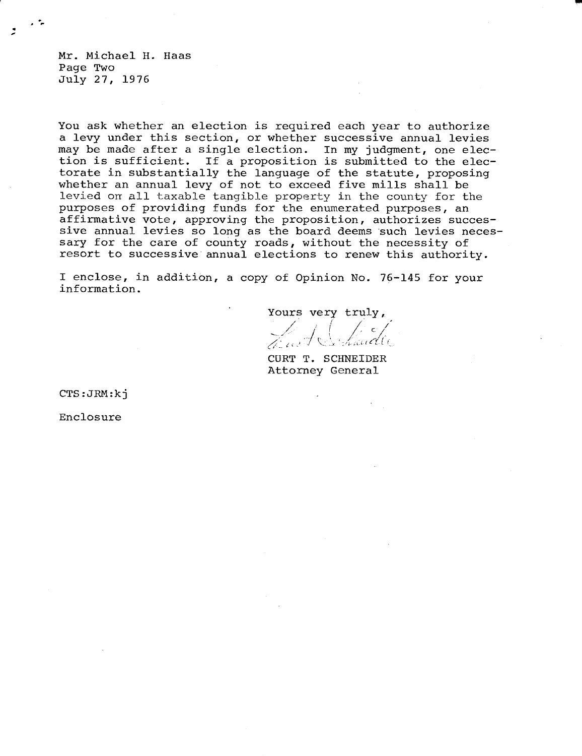Mr. Michael H. Haas
Page Two
July 27, 1976

You ask whether an election is required each year to authorize a levy under this section, or whether successive annual levies may be made after a single election. In my judgment, one election is sufficient. If a proposition is submitted to the electorate in substantially the language of the statute, proposing whether an annual levy of not to exceed five mills shall be levied on all taxable tangible property in the county for the purposes of providing funds for the enumerated purposes, an affirmative vote, approving the proposition, authorizes successive annual levies so long as the board deems such levies necessary for the care of county roads, without the necessity of resort to successive annual elections to renew this authority.

I enclose, in addition, a copy of Opinion No. 76-145 for your information.

Yours very truly,

CURT T. SCHNEIDER
Attorney General

CTS:JRM:kj

Enclosure